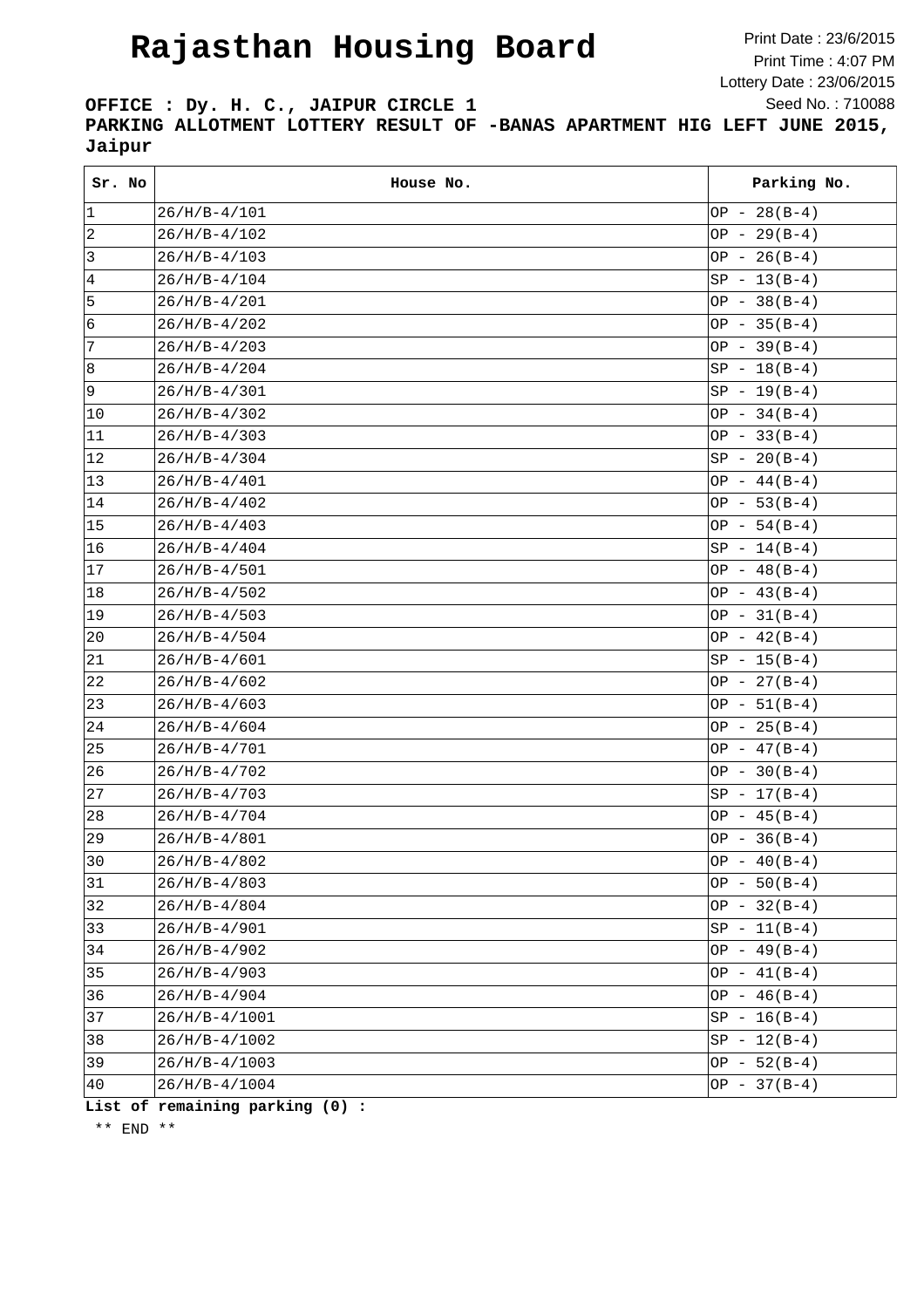# Rajasthan Housing Board

Print Date : 23/6/2015
Print Time : 4:07 PM
Lottery Date : 23/06/2015
Seed No. : 710088

**OFFICE : Dy. H. C., JAIPUR CIRCLE 1**

**PARKING ALLOTMENT LOTTERY RESULT OF -BANAS APARTMENT HIG LEFT JUNE 2015, Jaipur**

| Sr. No | House No. | Parking No. |
|---|---|---|
| 1 | 26/H/B-4/101 | OP - 28(B-4) |
| 2 | 26/H/B-4/102 | OP - 29(B-4) |
| 3 | 26/H/B-4/103 | OP - 26(B-4) |
| 4 | 26/H/B-4/104 | SP - 13(B-4) |
| 5 | 26/H/B-4/201 | OP - 38(B-4) |
| 6 | 26/H/B-4/202 | OP - 35(B-4) |
| 7 | 26/H/B-4/203 | OP - 39(B-4) |
| 8 | 26/H/B-4/204 | SP - 18(B-4) |
| 9 | 26/H/B-4/301 | SP - 19(B-4) |
| 10 | 26/H/B-4/302 | OP - 34(B-4) |
| 11 | 26/H/B-4/303 | OP - 33(B-4) |
| 12 | 26/H/B-4/304 | SP - 20(B-4) |
| 13 | 26/H/B-4/401 | OP - 44(B-4) |
| 14 | 26/H/B-4/402 | OP - 53(B-4) |
| 15 | 26/H/B-4/403 | OP - 54(B-4) |
| 16 | 26/H/B-4/404 | SP - 14(B-4) |
| 17 | 26/H/B-4/501 | OP - 48(B-4) |
| 18 | 26/H/B-4/502 | OP - 43(B-4) |
| 19 | 26/H/B-4/503 | OP - 31(B-4) |
| 20 | 26/H/B-4/504 | OP - 42(B-4) |
| 21 | 26/H/B-4/601 | SP - 15(B-4) |
| 22 | 26/H/B-4/602 | OP - 27(B-4) |
| 23 | 26/H/B-4/603 | OP - 51(B-4) |
| 24 | 26/H/B-4/604 | OP - 25(B-4) |
| 25 | 26/H/B-4/701 | OP - 47(B-4) |
| 26 | 26/H/B-4/702 | OP - 30(B-4) |
| 27 | 26/H/B-4/703 | SP - 17(B-4) |
| 28 | 26/H/B-4/704 | OP - 45(B-4) |
| 29 | 26/H/B-4/801 | OP - 36(B-4) |
| 30 | 26/H/B-4/802 | OP - 40(B-4) |
| 31 | 26/H/B-4/803 | OP - 50(B-4) |
| 32 | 26/H/B-4/804 | OP - 32(B-4) |
| 33 | 26/H/B-4/901 | SP - 11(B-4) |
| 34 | 26/H/B-4/902 | OP - 49(B-4) |
| 35 | 26/H/B-4/903 | OP - 41(B-4) |
| 36 | 26/H/B-4/904 | OP - 46(B-4) |
| 37 | 26/H/B-4/1001 | SP - 16(B-4) |
| 38 | 26/H/B-4/1002 | SP - 12(B-4) |
| 39 | 26/H/B-4/1003 | OP - 52(B-4) |
| 40 | 26/H/B-4/1004 | OP - 37(B-4) |

**List of remaining parking (0) :**

** END **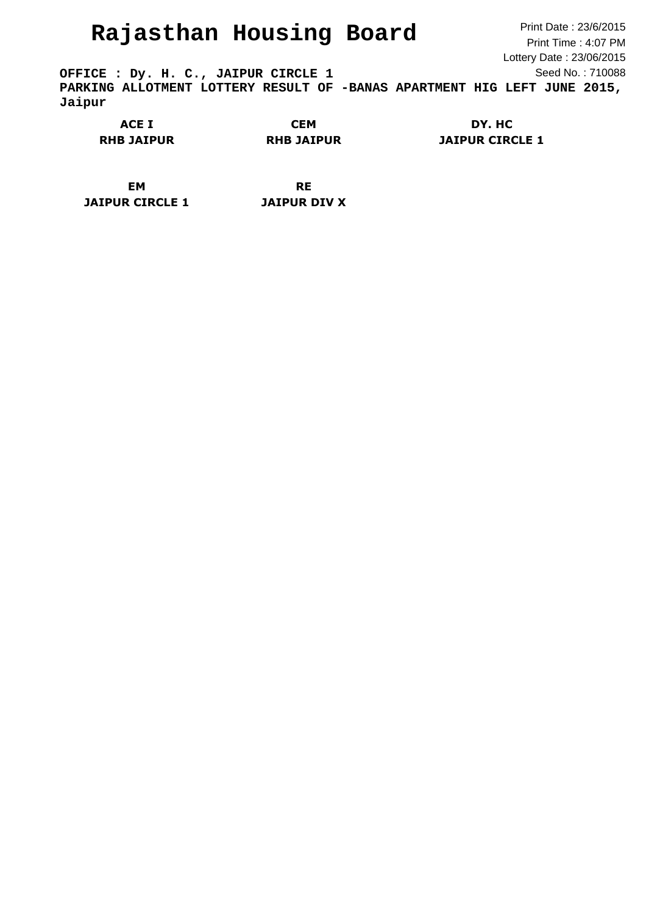# Rajasthan Housing Board

Print Date : 23/6/2015
Print Time : 4:07 PM
Lottery Date : 23/06/2015
Seed No. : 710088

**OFFICE : Dy. H. C., JAIPUR CIRCLE 1**
**PARKING ALLOTMENT LOTTERY RESULT OF -BANAS APARTMENT HIG LEFT JUNE 2015, Jaipur**

| | | |
|---|---|---|
| **ACE I** | **CEM** | **DY. HC** |
| **RHB JAIPUR** | **RHB JAIPUR** | **JAIPUR CIRCLE 1** |
| | | |
| **EM** | **RE** | |
| **JAIPUR CIRCLE 1** | **JAIPUR DIV X** | |